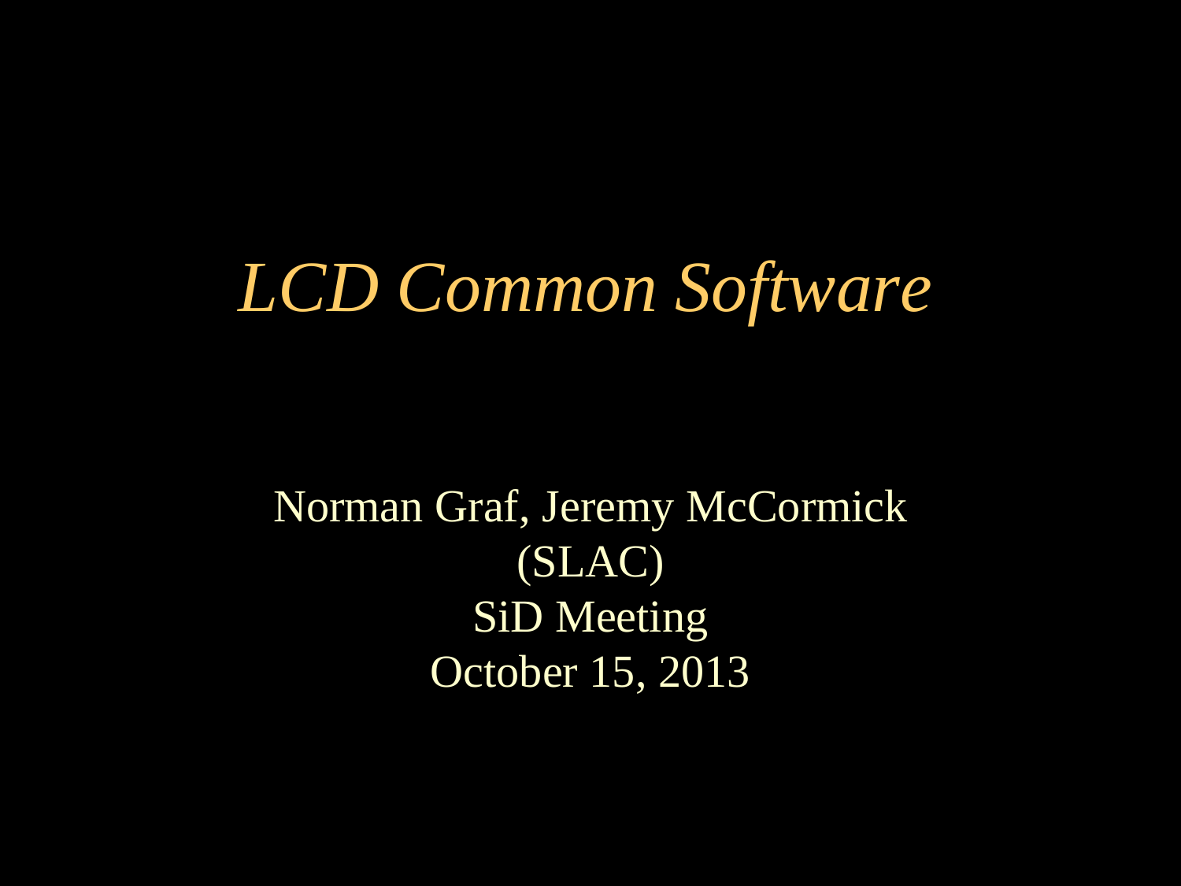# *LCD Common Software*

Norman Graf, Jeremy McCormick
(SLAC)
SiD Meeting
October 15, 2013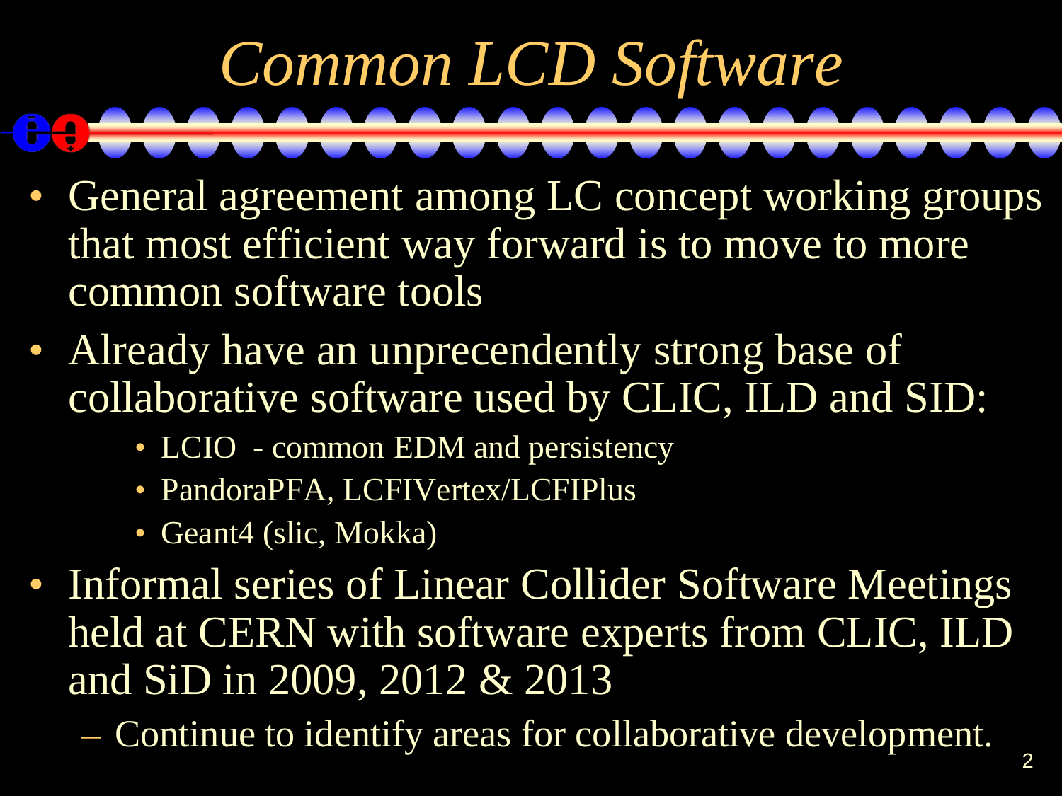# Common LCD Software

- General agreement among LC concept working groups that most efficient way forward is to move to more common software tools
- Already have an unprecendently strong base of collaborative software used by CLIC, ILD and SID:
  - LCIO - common EDM and persistency
  - PandoraPFA, LCFIVertex/LCFIPlus
  - Geant4 (slic, Mokka)
- Informal series of Linear Collider Software Meetings held at CERN with software experts from CLIC, ILD and SiD in 2009, 2012 & 2013
  - Continue to identify areas for collaborative development.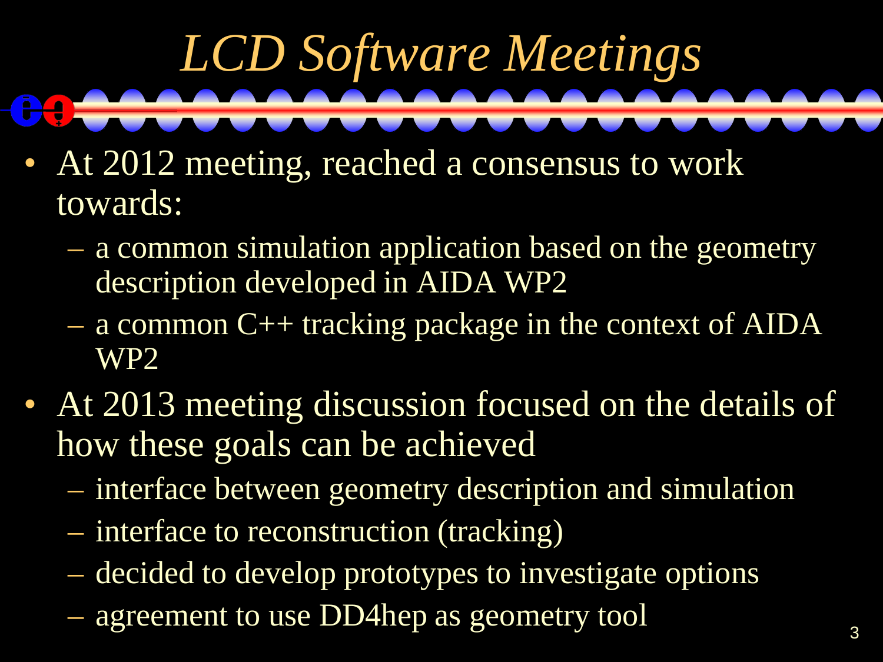# *LCD Software Meetings*

- At 2012 meeting, reached a consensus to work towards:
  - a common simulation application based on the geometry description developed in AIDA WP2
  - a common C++ tracking package in the context of AIDA WP2
- At 2013 meeting discussion focused on the details of how these goals can be achieved
  - interface between geometry description and simulation
  - interface to reconstruction (tracking)
  - decided to develop prototypes to investigate options
  - agreement to use DD4hep as geometry tool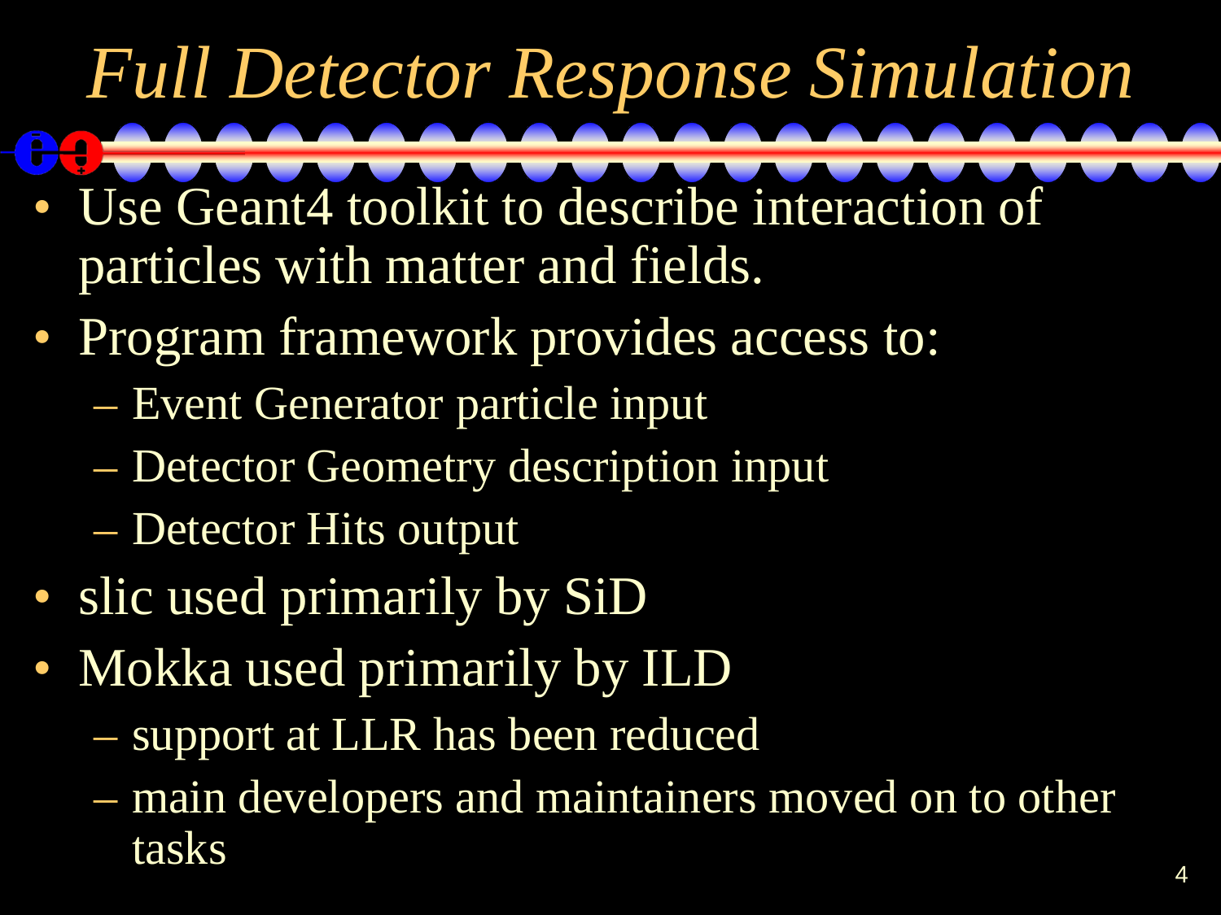# *Full Detector Response Simulation*

- Use Geant4 toolkit to describe interaction of particles with matter and fields.
- Program framework provides access to:
  - Event Generator particle input
  - Detector Geometry description input
  - Detector Hits output
- slic used primarily by SiD
- Mokka used primarily by ILD
  - support at LLR has been reduced
  - main developers and maintainers moved on to other tasks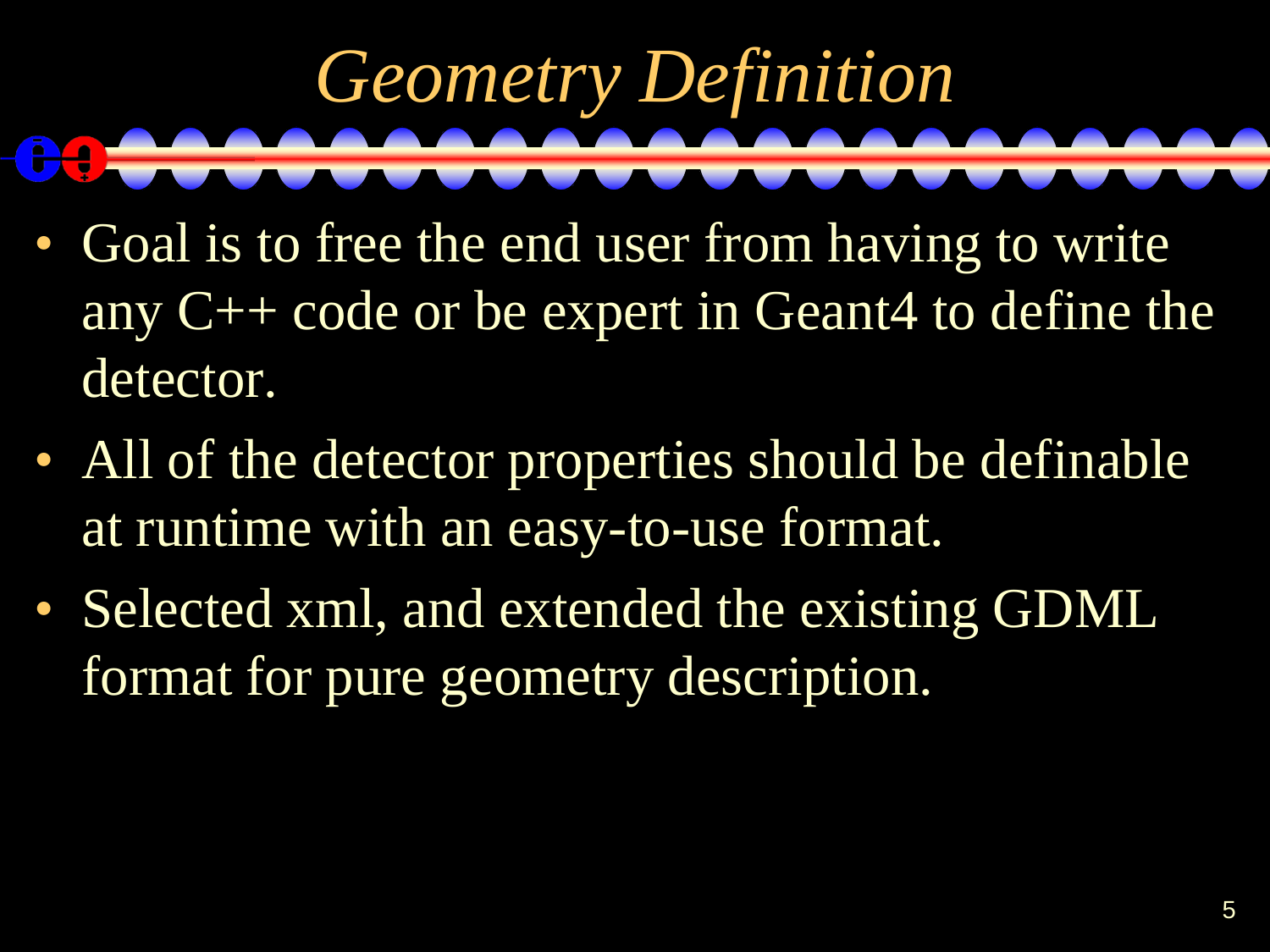# *Geometry Definition*

- Goal is to free the end user from having to write any C++ code or be expert in Geant4 to define the detector.
- All of the detector properties should be definable at runtime with an easy-to-use format.
- Selected xml, and extended the existing GDML format for pure geometry description.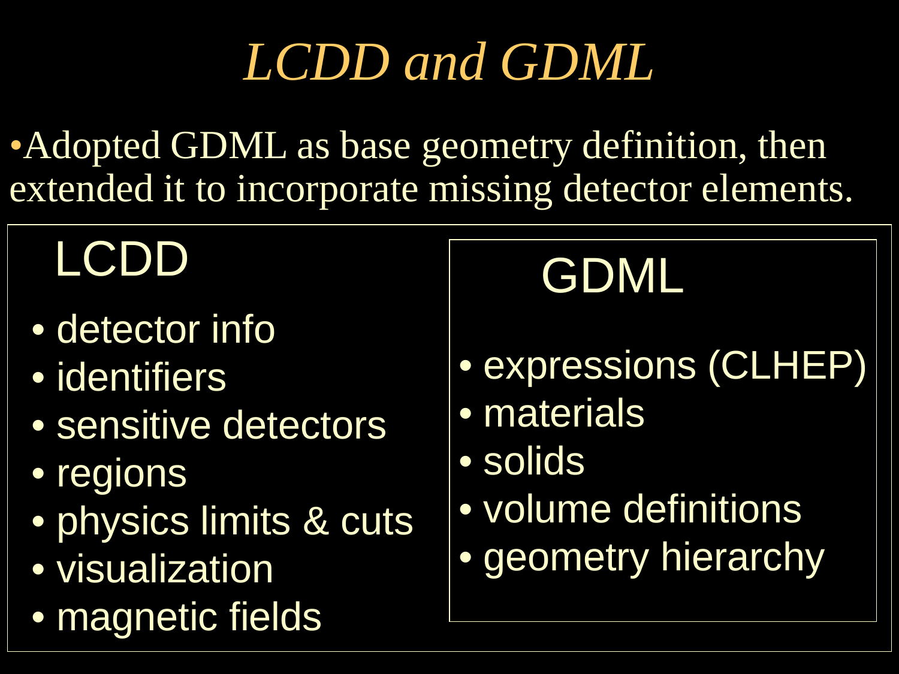# *LCDD and GDML*

- Adopted GDML as base geometry definition, then extended it to incorporate missing detector elements.

## LCDD

- detector info
- identifiers
- sensitive detectors
- regions
- physics limits & cuts
- visualization
- magnetic fields

## GDML

- expressions (CLHEP)
- materials
- solids
- volume definitions
- geometry hierarchy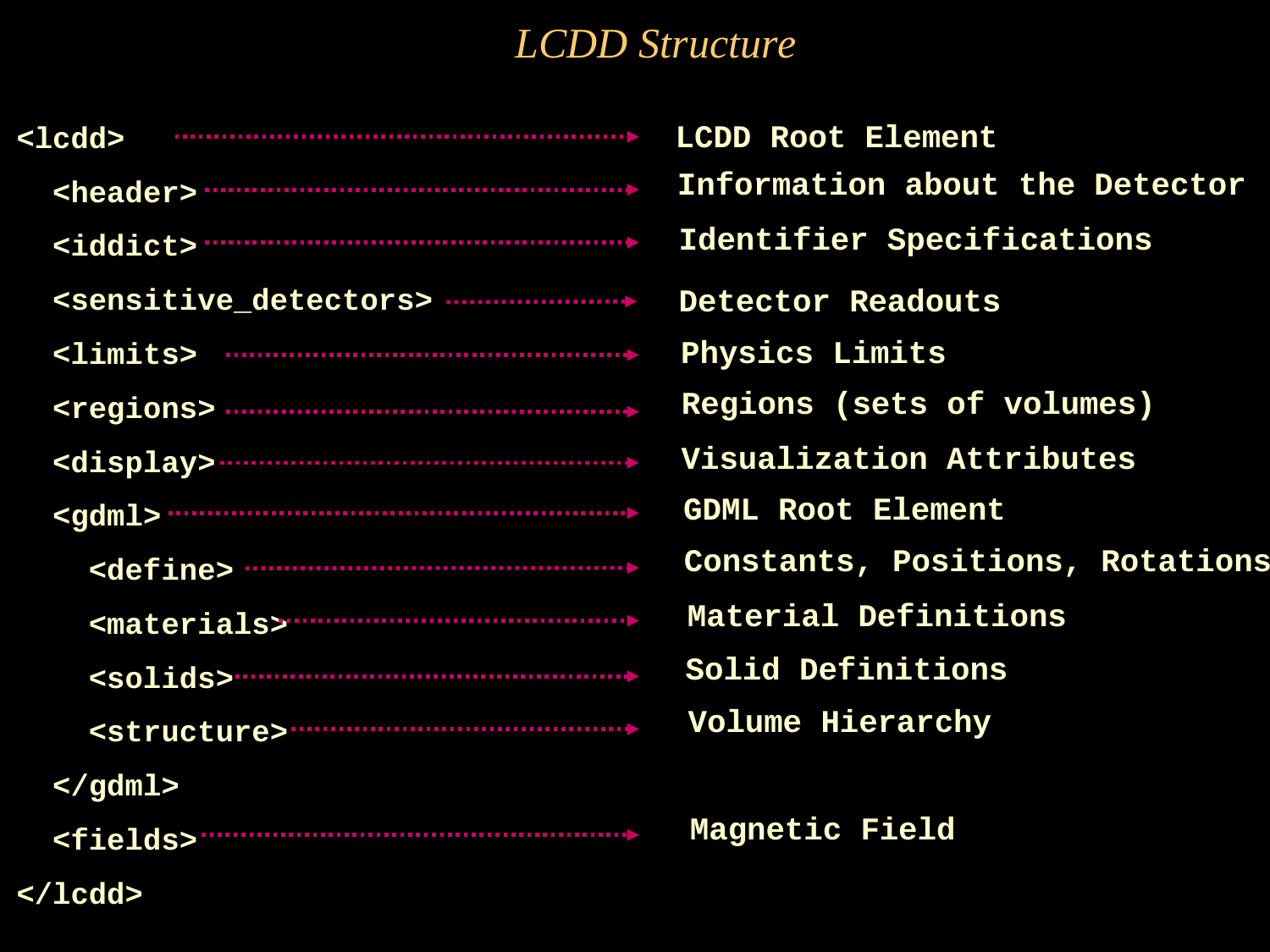# LCDD Structure

| Element | Description |
| --- | --- |
| `<lcdd>` | LCDD Root Element |
| `<header>` | Information about the Detector |
| `<iddict>` | Identifier Specifications |
| `<sensitive_detectors>` | Detector Readouts |
| `<limits>` | Physics Limits |
| `<regions>` | Regions (sets of volumes) |
| `<display>` | Visualization Attributes |
| `<gdml>` | GDML Root Element |
| `<define>` | Constants, Positions, Rotations |
| `<materials>` | Material Definitions |
| `<solids>` | Solid Definitions |
| `<structure>` | Volume Hierarchy |
| `</gdml>` | |
| `<fields>` | Magnetic Field |
| `</lcdd>` | |

```
<lcdd>
  <header>
  <iddict>
  <sensitive_detectors>
  <limits>
  <regions>
  <display>
  <gdml>
    <define>
    <materials>
    <solids>
    <structure>
  </gdml>
  <fields>
</lcdd>
```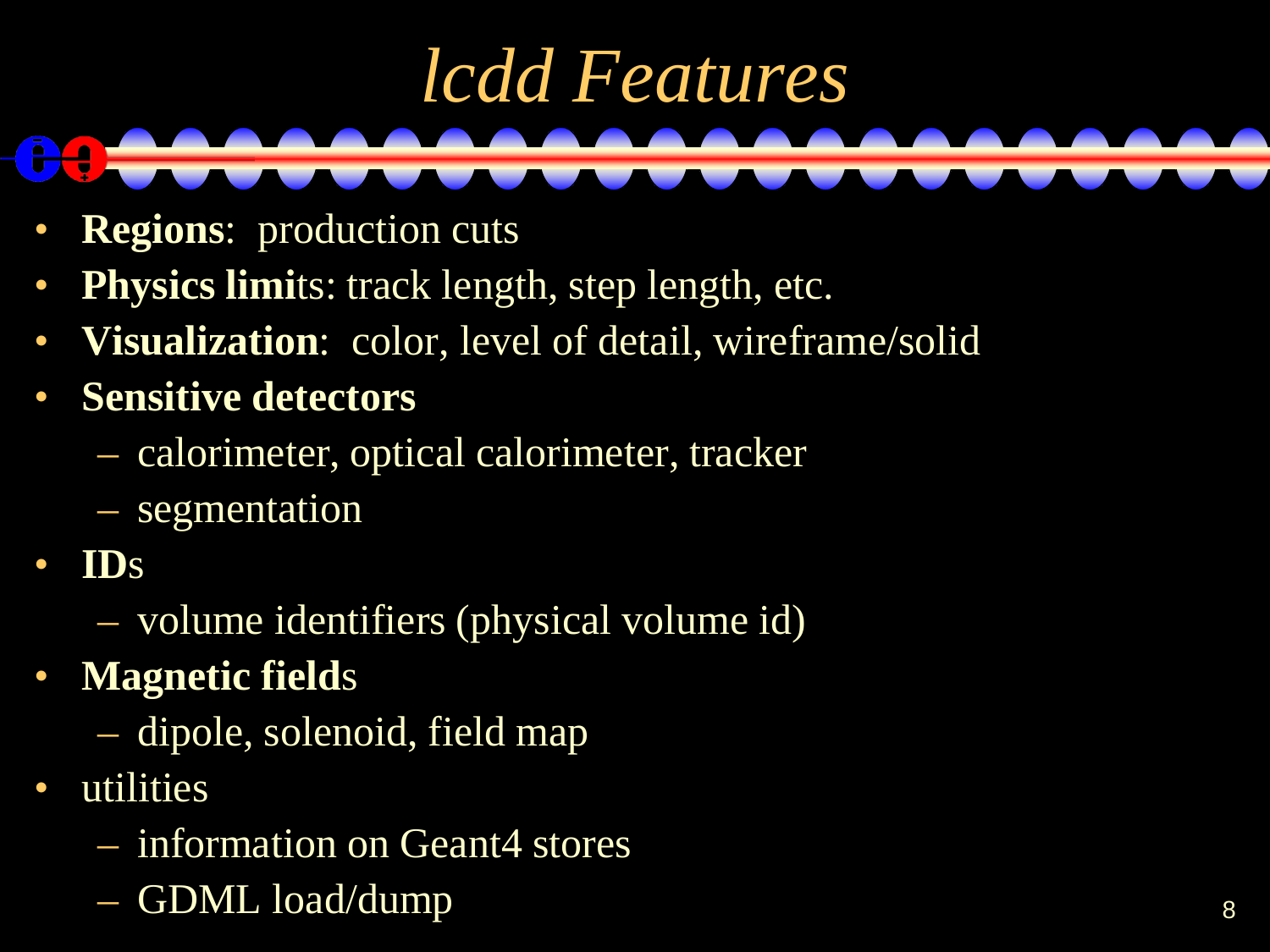# *lcdd Features*

- **Regions**: production cuts
- **Physics limi**ts: track length, step length, etc.
- **Visualization**: color, level of detail, wireframe/solid
- **Sensitive detectors**
  - calorimeter, optical calorimeter, tracker
  - segmentation
- **ID**s
  - volume identifiers (physical volume id)
- **Magnetic field**s
  - dipole, solenoid, field map
- utilities
  - information on Geant4 stores
  - GDML load/dump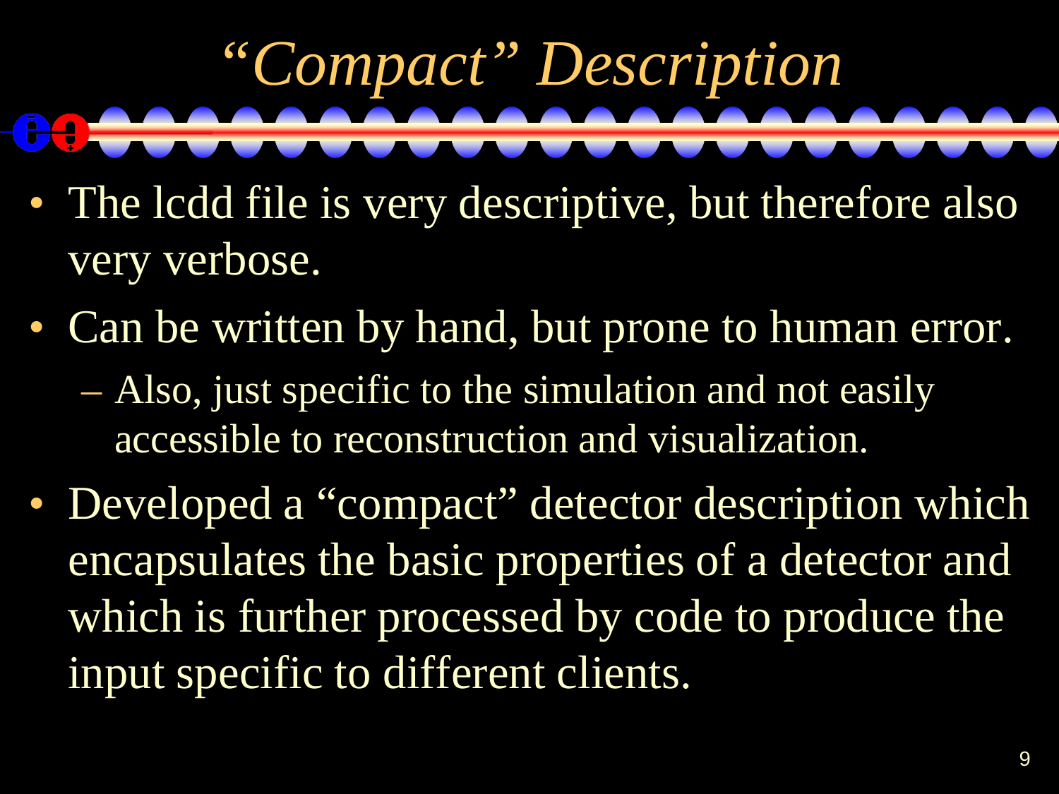# *"Compact" Description*

- The lcdd file is very descriptive, but therefore also very verbose.
- Can be written by hand, but prone to human error.
  - Also, just specific to the simulation and not easily accessible to reconstruction and visualization.
- Developed a "compact" detector description which encapsulates the basic properties of a detector and which is further processed by code to produce the input specific to different clients.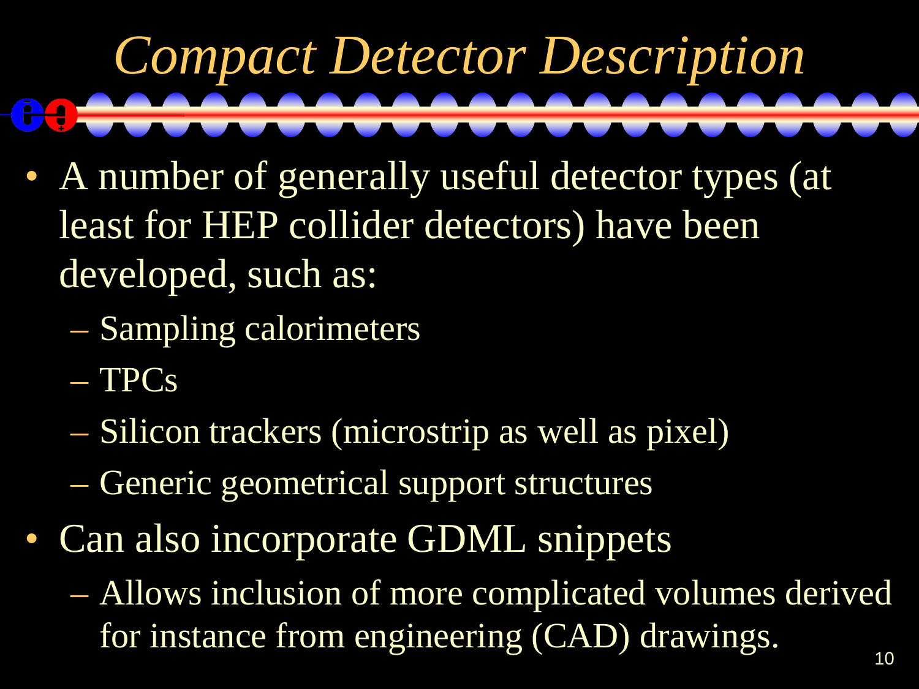# *Compact Detector Description*

- A number of generally useful detector types (at least for HEP collider detectors) have been developed, such as:
  - Sampling calorimeters
  - TPCs
  - Silicon trackers (microstrip as well as pixel)
  - Generic geometrical support structures
- Can also incorporate GDML snippets
  - Allows inclusion of more complicated volumes derived for instance from engineering (CAD) drawings.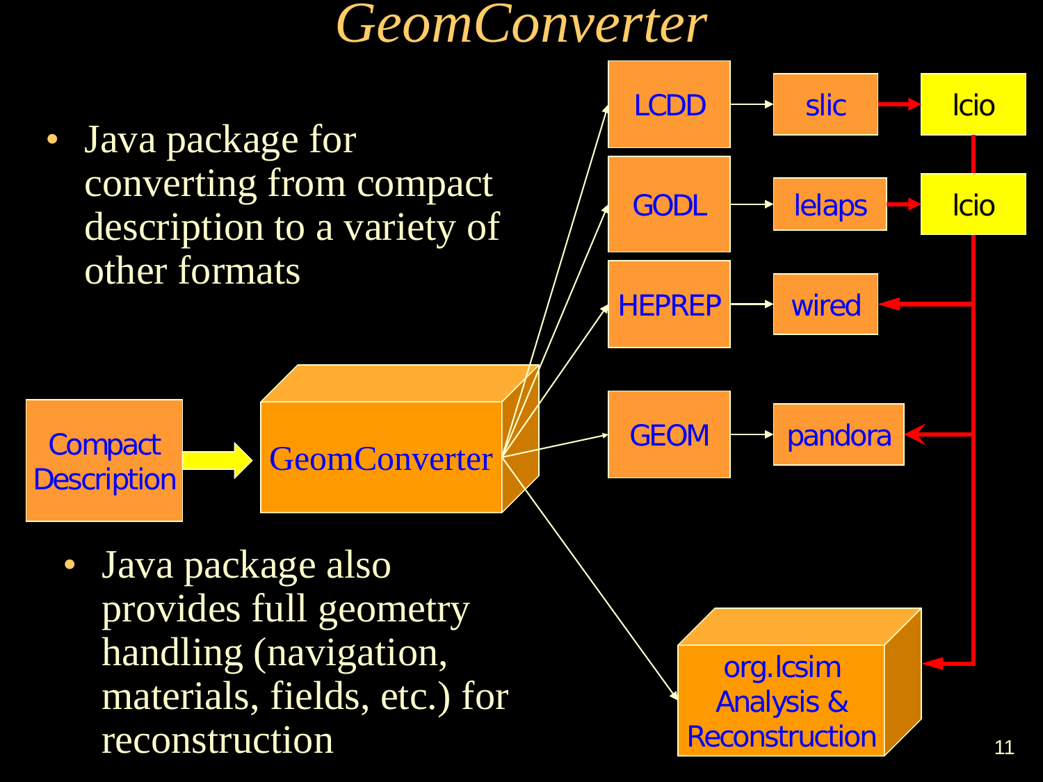# GeomConverter

- Java package for converting from compact description to a variety of other formats

Compact Description → GeomConverter → LCDD → slic → lcio

GeomConverter → GODL → lelaps → lcio

GeomConverter → HEPREP → wired

GeomConverter → GEOM → pandora

GeomConverter → org.lcsim Analysis & Reconstruction

lcio → wired, pandora, org.lcsim Analysis & Reconstruction

- Java package also provides full geometry handling (navigation, materials, fields, etc.) for reconstruction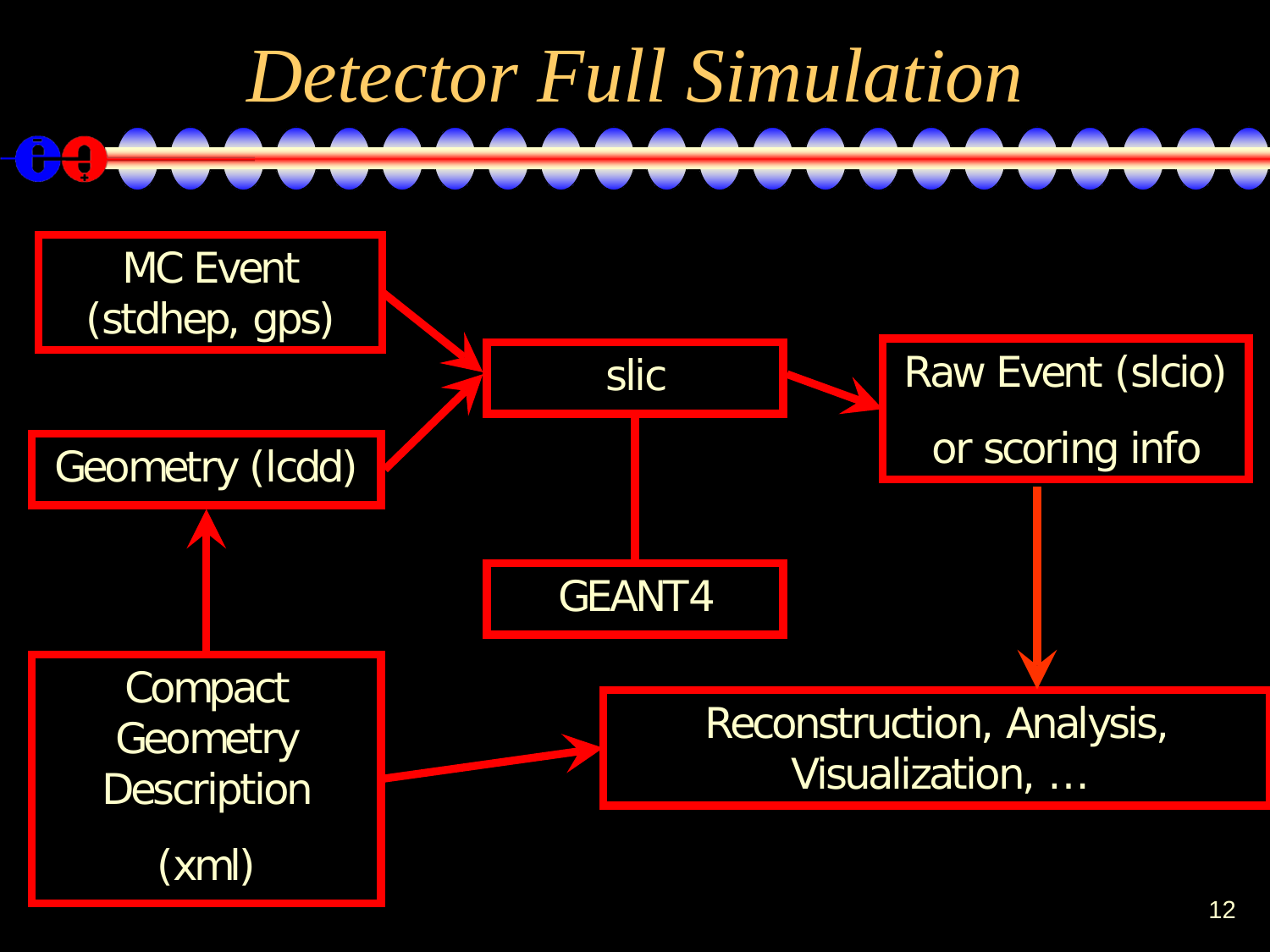# Detector Full Simulation

MC Event (stdhep, gps)

Geometry (lcdd)

slic

GEANT4

Raw Event (slcio) or scoring info

Compact Geometry Description (xml)

Reconstruction, Analysis, Visualization, …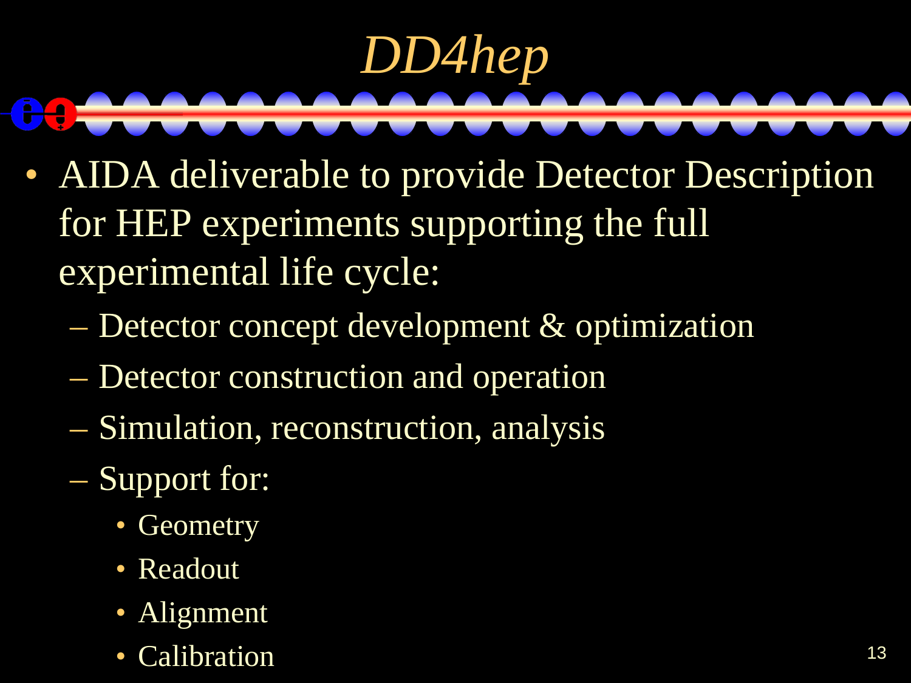# *DD4hep*

- AIDA deliverable to provide Detector Description for HEP experiments supporting the full experimental life cycle:
  - Detector concept development & optimization
  - Detector construction and operation
  - Simulation, reconstruction, analysis
  - Support for:
    - Geometry
    - Readout
    - Alignment
    - Calibration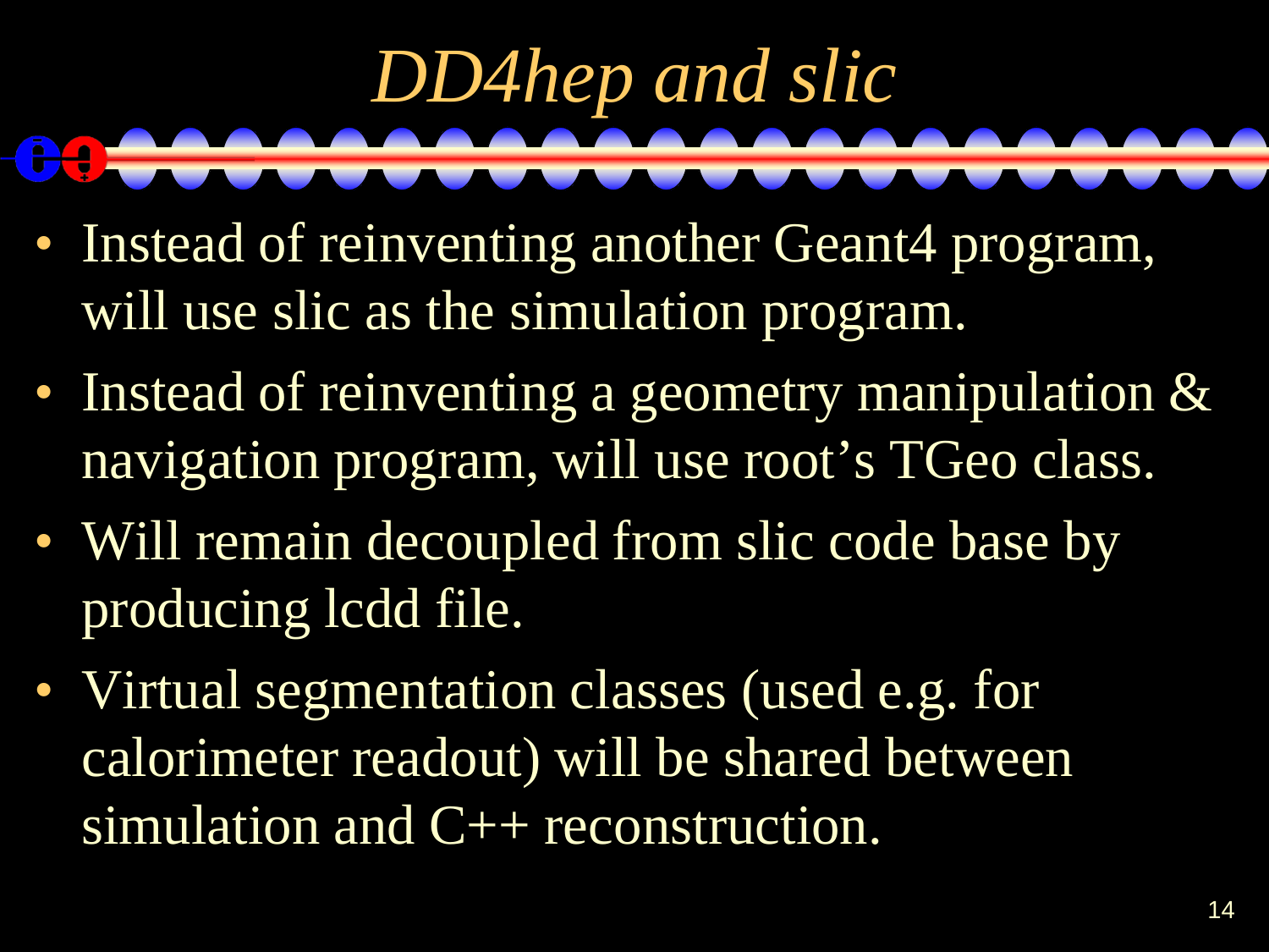# *DD4hep and slic*

- Instead of reinventing another Geant4 program, will use slic as the simulation program.
- Instead of reinventing a geometry manipulation & navigation program, will use root's TGeo class.
- Will remain decoupled from slic code base by producing lcdd file.
- Virtual segmentation classes (used e.g. for calorimeter readout) will be shared between simulation and C++ reconstruction.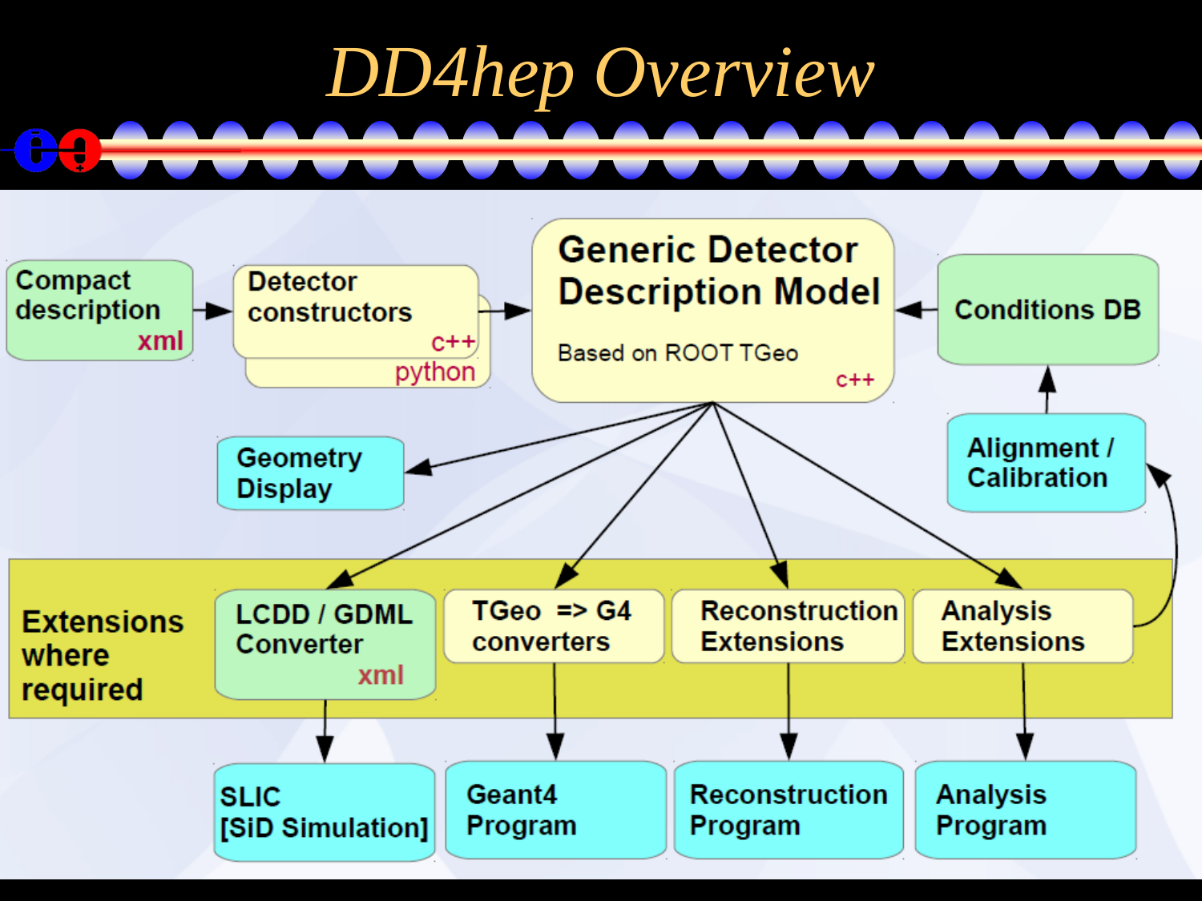# DD4hep Overview

- Compact description (xml) → Detector constructors (c++, python) → Generic Detector Description Model (Based on ROOT TGeo, c++)
- Conditions DB → Generic Detector Description Model
- Alignment / Calibration → Conditions DB
- Generic Detector Description Model → Geometry Display
- Generic Detector Description Model → Extensions where required:
  - LCDD / GDML Converter (xml) → SLIC [SiD Simulation]
  - TGeo => G4 converters → Geant4 Program
  - Reconstruction Extensions → Reconstruction Program
  - Analysis Extensions → Analysis Program
- Analysis Extensions → Alignment / Calibration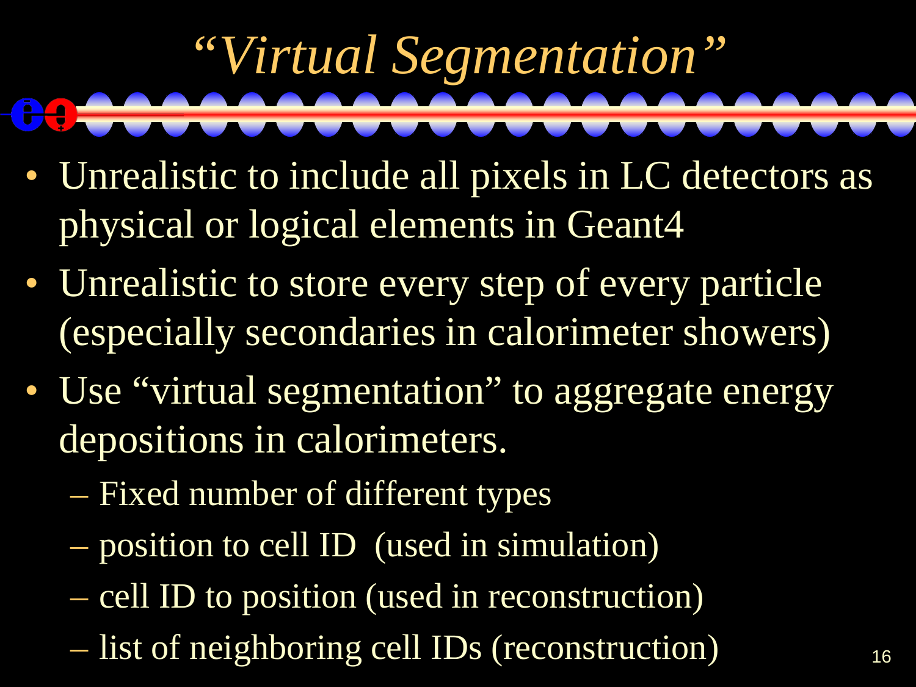# “Virtual Segmentation”

- Unrealistic to include all pixels in LC detectors as physical or logical elements in Geant4
- Unrealistic to store every step of every particle (especially secondaries in calorimeter showers)
- Use “virtual segmentation” to aggregate energy depositions in calorimeters.
  - Fixed number of different types
  - position to cell ID (used in simulation)
  - cell ID to position (used in reconstruction)
  - list of neighboring cell IDs (reconstruction)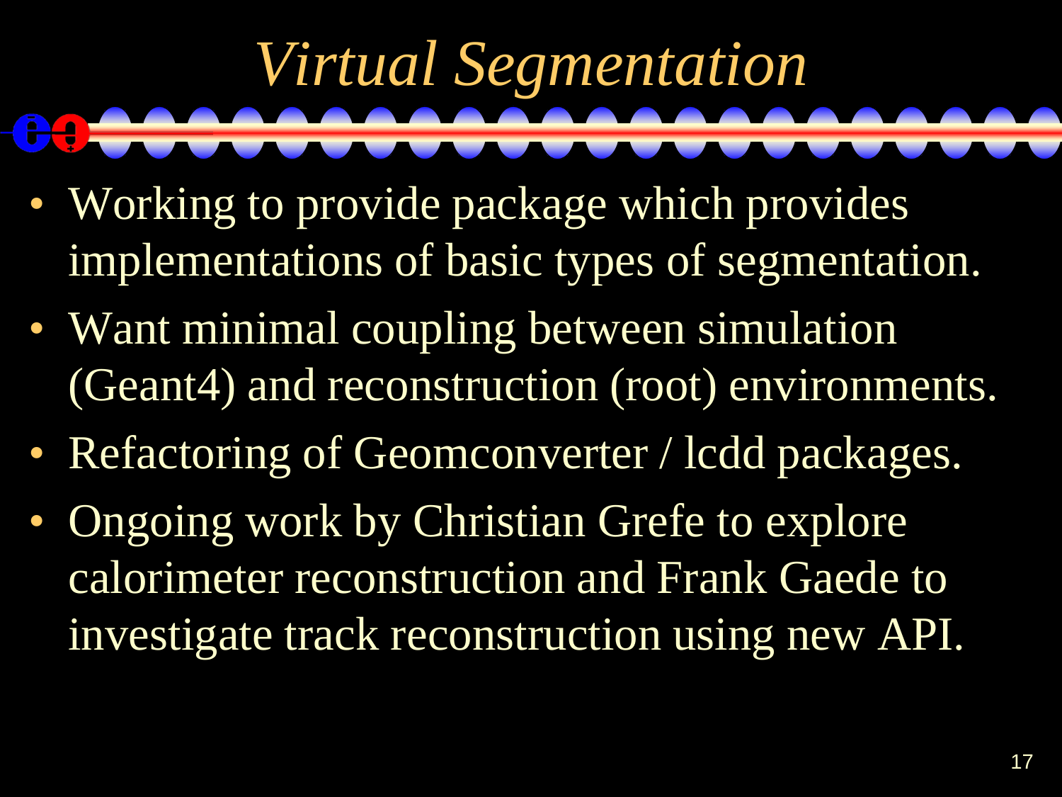# *Virtual Segmentation*

- Working to provide package which provides implementations of basic types of segmentation.
- Want minimal coupling between simulation (Geant4) and reconstruction (root) environments.
- Refactoring of Geomconverter / lcdd packages.
- Ongoing work by Christian Grefe to explore calorimeter reconstruction and Frank Gaede to investigate track reconstruction using new API.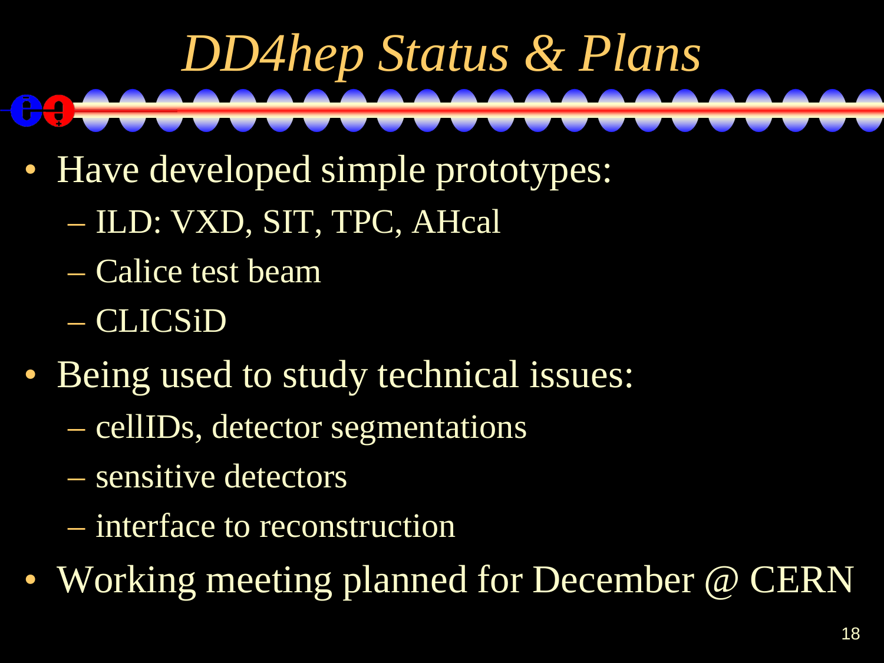# *DD4hep Status & Plans*

- Have developed simple prototypes:
  - ILD: VXD, SIT, TPC, AHcal
  - Calice test beam
  - CLICSiD
- Being used to study technical issues:
  - cellIDs, detector segmentations
  - sensitive detectors
  - interface to reconstruction
- Working meeting planned for December @ CERN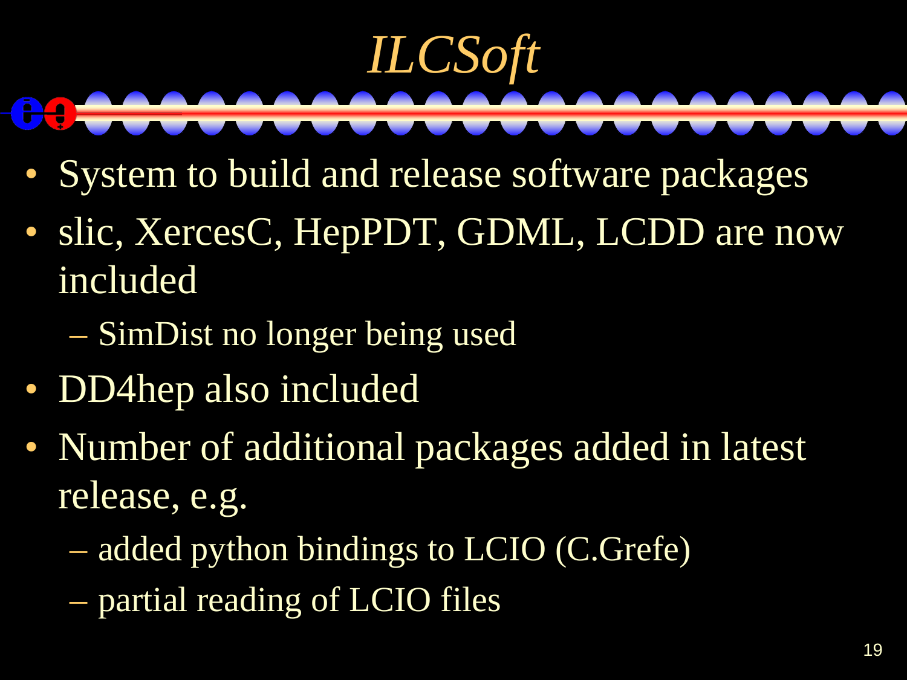# *ILCSoft*

- System to build and release software packages
- slic, XercesC, HepPDT, GDML, LCDD are now included
  - SimDist no longer being used
- DD4hep also included
- Number of additional packages added in latest release, e.g.
  - added python bindings to LCIO (C.Grefe)
  - partial reading of LCIO files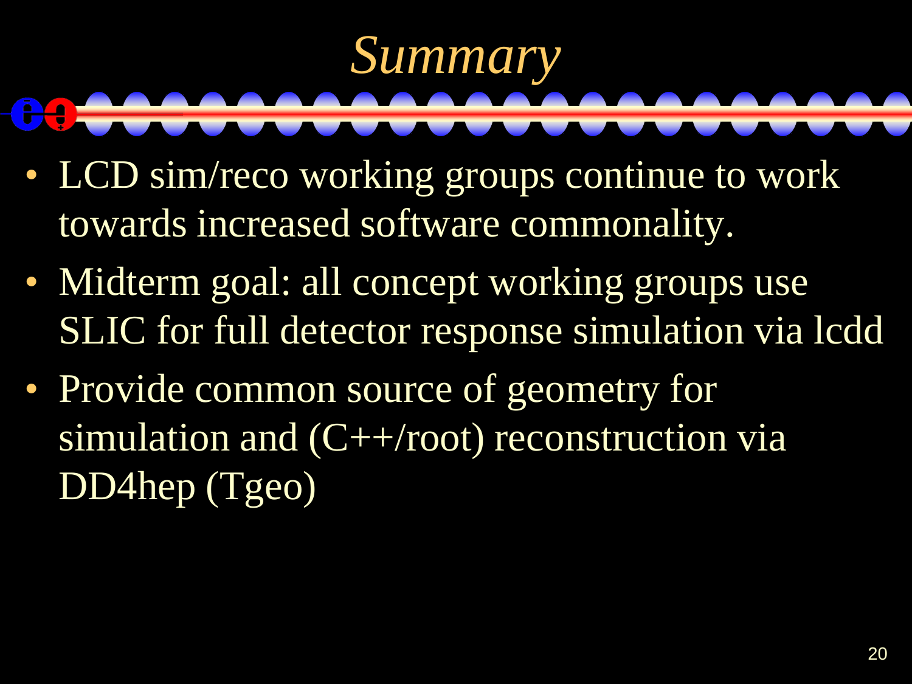# *Summary*

- LCD sim/reco working groups continue to work towards increased software commonality.
- Midterm goal: all concept working groups use SLIC for full detector response simulation via lcdd
- Provide common source of geometry for simulation and (C++/root) reconstruction via DD4hep (Tgeo)